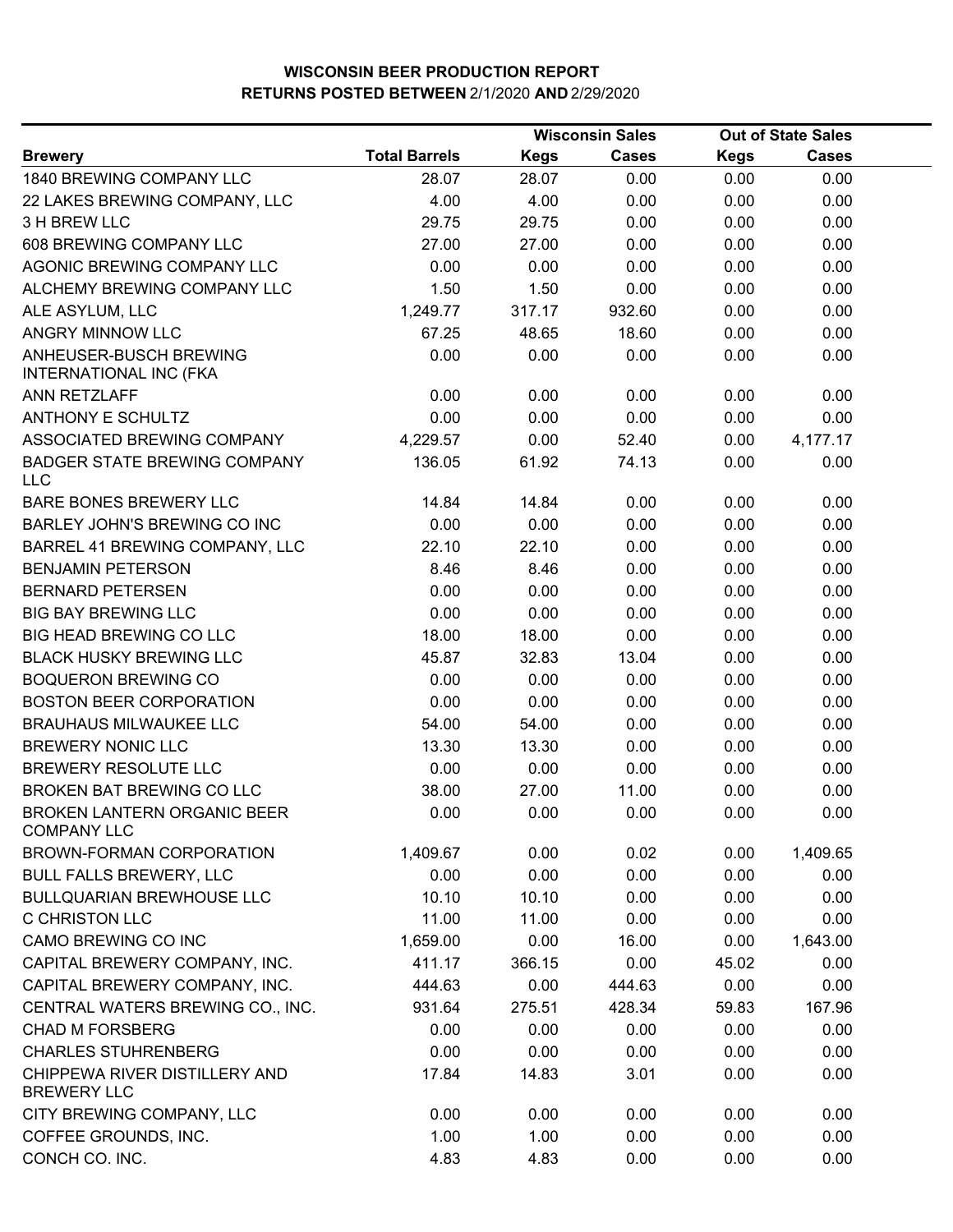# WISCONSIN BEER PRODUCTION REPORT
## RETURNS POSTED BETWEEN 2/1/2020 AND 2/29/2020

| Brewery | Total Barrels | Wisconsin Sales | | Out of State Sales | |
|---|---|---|---|---|---|
| | | Kegs | Cases | Kegs | Cases |
| 1840 BREWING COMPANY LLC | 28.07 | 28.07 | 0.00 | 0.00 | 0.00 |
| 22 LAKES BREWING COMPANY, LLC | 4.00 | 4.00 | 0.00 | 0.00 | 0.00 |
| 3 H BREW LLC | 29.75 | 29.75 | 0.00 | 0.00 | 0.00 |
| 608 BREWING COMPANY LLC | 27.00 | 27.00 | 0.00 | 0.00 | 0.00 |
| AGONIC BREWING COMPANY LLC | 0.00 | 0.00 | 0.00 | 0.00 | 0.00 |
| ALCHEMY BREWING COMPANY LLC | 1.50 | 1.50 | 0.00 | 0.00 | 0.00 |
| ALE ASYLUM, LLC | 1,249.77 | 317.17 | 932.60 | 0.00 | 0.00 |
| ANGRY MINNOW LLC | 67.25 | 48.65 | 18.60 | 0.00 | 0.00 |
| ANHEUSER-BUSCH BREWING INTERNATIONAL INC (FKA | 0.00 | 0.00 | 0.00 | 0.00 | 0.00 |
| ANN RETZLAFF | 0.00 | 0.00 | 0.00 | 0.00 | 0.00 |
| ANTHONY E SCHULTZ | 0.00 | 0.00 | 0.00 | 0.00 | 0.00 |
| ASSOCIATED BREWING COMPANY | 4,229.57 | 0.00 | 52.40 | 0.00 | 4,177.17 |
| BADGER STATE BREWING COMPANY LLC | 136.05 | 61.92 | 74.13 | 0.00 | 0.00 |
| BARE BONES BREWERY LLC | 14.84 | 14.84 | 0.00 | 0.00 | 0.00 |
| BARLEY JOHN'S BREWING CO INC | 0.00 | 0.00 | 0.00 | 0.00 | 0.00 |
| BARREL 41 BREWING COMPANY, LLC | 22.10 | 22.10 | 0.00 | 0.00 | 0.00 |
| BENJAMIN PETERSON | 8.46 | 8.46 | 0.00 | 0.00 | 0.00 |
| BERNARD PETERSEN | 0.00 | 0.00 | 0.00 | 0.00 | 0.00 |
| BIG BAY BREWING LLC | 0.00 | 0.00 | 0.00 | 0.00 | 0.00 |
| BIG HEAD BREWING CO LLC | 18.00 | 18.00 | 0.00 | 0.00 | 0.00 |
| BLACK HUSKY BREWING LLC | 45.87 | 32.83 | 13.04 | 0.00 | 0.00 |
| BOQUERON BREWING CO | 0.00 | 0.00 | 0.00 | 0.00 | 0.00 |
| BOSTON BEER CORPORATION | 0.00 | 0.00 | 0.00 | 0.00 | 0.00 |
| BRAUHAUS MILWAUKEE LLC | 54.00 | 54.00 | 0.00 | 0.00 | 0.00 |
| BREWERY NONIC LLC | 13.30 | 13.30 | 0.00 | 0.00 | 0.00 |
| BREWERY RESOLUTE LLC | 0.00 | 0.00 | 0.00 | 0.00 | 0.00 |
| BROKEN BAT BREWING CO LLC | 38.00 | 27.00 | 11.00 | 0.00 | 0.00 |
| BROKEN LANTERN ORGANIC BEER COMPANY LLC | 0.00 | 0.00 | 0.00 | 0.00 | 0.00 |
| BROWN-FORMAN CORPORATION | 1,409.67 | 0.00 | 0.02 | 0.00 | 1,409.65 |
| BULL FALLS BREWERY, LLC | 0.00 | 0.00 | 0.00 | 0.00 | 0.00 |
| BULLQUARIAN BREWHOUSE LLC | 10.10 | 10.10 | 0.00 | 0.00 | 0.00 |
| C CHRISTON LLC | 11.00 | 11.00 | 0.00 | 0.00 | 0.00 |
| CAMO BREWING CO INC | 1,659.00 | 0.00 | 16.00 | 0.00 | 1,643.00 |
| CAPITAL BREWERY COMPANY, INC. | 411.17 | 366.15 | 0.00 | 45.02 | 0.00 |
| CAPITAL BREWERY COMPANY, INC. | 444.63 | 0.00 | 444.63 | 0.00 | 0.00 |
| CENTRAL WATERS BREWING CO., INC. | 931.64 | 275.51 | 428.34 | 59.83 | 167.96 |
| CHAD M FORSBERG | 0.00 | 0.00 | 0.00 | 0.00 | 0.00 |
| CHARLES STUHRENBERG | 0.00 | 0.00 | 0.00 | 0.00 | 0.00 |
| CHIPPEWA RIVER DISTILLERY AND BREWERY LLC | 17.84 | 14.83 | 3.01 | 0.00 | 0.00 |
| CITY BREWING COMPANY, LLC | 0.00 | 0.00 | 0.00 | 0.00 | 0.00 |
| COFFEE GROUNDS, INC. | 1.00 | 1.00 | 0.00 | 0.00 | 0.00 |
| CONCH CO. INC. | 4.83 | 4.83 | 0.00 | 0.00 | 0.00 |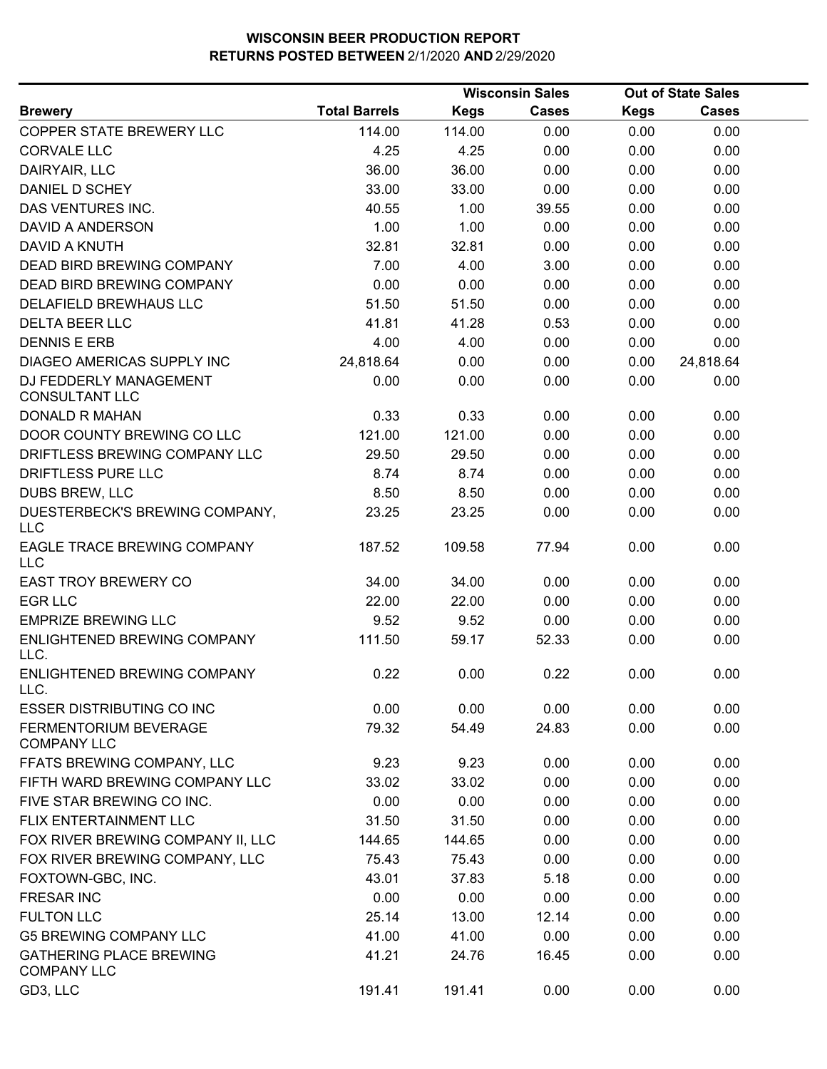# WISCONSIN BEER PRODUCTION REPORT
## RETURNS POSTED BETWEEN 2/1/2020 AND 2/29/2020

| Brewery | Total Barrels | Wisconsin Sales Kegs | Wisconsin Sales Cases | Out of State Sales Kegs | Out of State Sales Cases |
|---|---|---|---|---|---|
| COPPER STATE BREWERY LLC | 114.00 | 114.00 | 0.00 | 0.00 | 0.00 |
| CORVALE LLC | 4.25 | 4.25 | 0.00 | 0.00 | 0.00 |
| DAIRYAIR, LLC | 36.00 | 36.00 | 0.00 | 0.00 | 0.00 |
| DANIEL D SCHEY | 33.00 | 33.00 | 0.00 | 0.00 | 0.00 |
| DAS VENTURES INC. | 40.55 | 1.00 | 39.55 | 0.00 | 0.00 |
| DAVID A ANDERSON | 1.00 | 1.00 | 0.00 | 0.00 | 0.00 |
| DAVID A KNUTH | 32.81 | 32.81 | 0.00 | 0.00 | 0.00 |
| DEAD BIRD BREWING COMPANY | 7.00 | 4.00 | 3.00 | 0.00 | 0.00 |
| DEAD BIRD BREWING COMPANY | 0.00 | 0.00 | 0.00 | 0.00 | 0.00 |
| DELAFIELD BREWHAUS LLC | 51.50 | 51.50 | 0.00 | 0.00 | 0.00 |
| DELTA BEER LLC | 41.81 | 41.28 | 0.53 | 0.00 | 0.00 |
| DENNIS E ERB | 4.00 | 4.00 | 0.00 | 0.00 | 0.00 |
| DIAGEO AMERICAS SUPPLY INC | 24,818.64 | 0.00 | 0.00 | 0.00 | 24,818.64 |
| DJ FEDDERLY MANAGEMENT CONSULTANT LLC | 0.00 | 0.00 | 0.00 | 0.00 | 0.00 |
| DONALD R MAHAN | 0.33 | 0.33 | 0.00 | 0.00 | 0.00 |
| DOOR COUNTY BREWING CO LLC | 121.00 | 121.00 | 0.00 | 0.00 | 0.00 |
| DRIFTLESS BREWING COMPANY LLC | 29.50 | 29.50 | 0.00 | 0.00 | 0.00 |
| DRIFTLESS PURE LLC | 8.74 | 8.74 | 0.00 | 0.00 | 0.00 |
| DUBS BREW, LLC | 8.50 | 8.50 | 0.00 | 0.00 | 0.00 |
| DUESTERBECK'S BREWING COMPANY, LLC | 23.25 | 23.25 | 0.00 | 0.00 | 0.00 |
| EAGLE TRACE BREWING COMPANY LLC | 187.52 | 109.58 | 77.94 | 0.00 | 0.00 |
| EAST TROY BREWERY CO | 34.00 | 34.00 | 0.00 | 0.00 | 0.00 |
| EGR LLC | 22.00 | 22.00 | 0.00 | 0.00 | 0.00 |
| EMPRIZE BREWING LLC | 9.52 | 9.52 | 0.00 | 0.00 | 0.00 |
| ENLIGHTENED BREWING COMPANY LLC. | 111.50 | 59.17 | 52.33 | 0.00 | 0.00 |
| ENLIGHTENED BREWING COMPANY LLC. | 0.22 | 0.00 | 0.22 | 0.00 | 0.00 |
| ESSER DISTRIBUTING CO INC | 0.00 | 0.00 | 0.00 | 0.00 | 0.00 |
| FERMENTORIUM BEVERAGE COMPANY LLC | 79.32 | 54.49 | 24.83 | 0.00 | 0.00 |
| FFATS BREWING COMPANY, LLC | 9.23 | 9.23 | 0.00 | 0.00 | 0.00 |
| FIFTH WARD BREWING COMPANY LLC | 33.02 | 33.02 | 0.00 | 0.00 | 0.00 |
| FIVE STAR BREWING CO INC. | 0.00 | 0.00 | 0.00 | 0.00 | 0.00 |
| FLIX ENTERTAINMENT LLC | 31.50 | 31.50 | 0.00 | 0.00 | 0.00 |
| FOX RIVER BREWING COMPANY II, LLC | 144.65 | 144.65 | 0.00 | 0.00 | 0.00 |
| FOX RIVER BREWING COMPANY, LLC | 75.43 | 75.43 | 0.00 | 0.00 | 0.00 |
| FOXTOWN-GBC, INC. | 43.01 | 37.83 | 5.18 | 0.00 | 0.00 |
| FRESAR INC | 0.00 | 0.00 | 0.00 | 0.00 | 0.00 |
| FULTON LLC | 25.14 | 13.00 | 12.14 | 0.00 | 0.00 |
| G5 BREWING COMPANY LLC | 41.00 | 41.00 | 0.00 | 0.00 | 0.00 |
| GATHERING PLACE BREWING COMPANY LLC | 41.21 | 24.76 | 16.45 | 0.00 | 0.00 |
| GD3, LLC | 191.41 | 191.41 | 0.00 | 0.00 | 0.00 |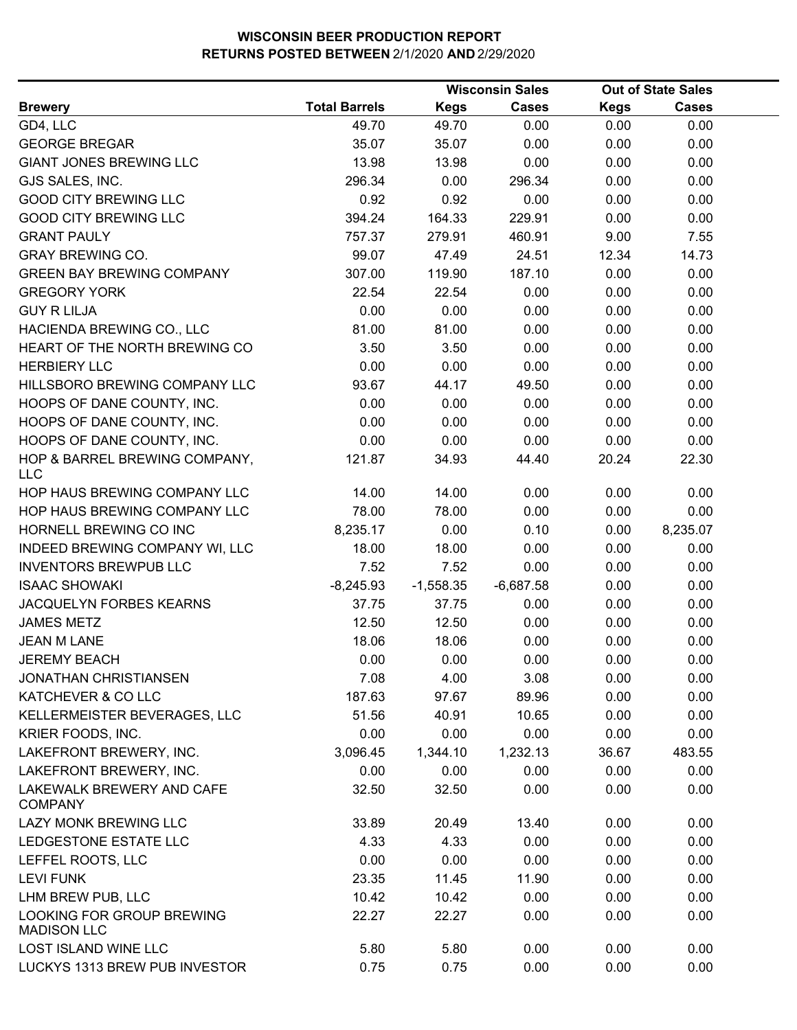**WISCONSIN BEER PRODUCTION REPORT**
**RETURNS POSTED BETWEEN 2/1/2020 AND 2/29/2020**

| | | Wisconsin Sales | | Out of State Sales | |
|---|---|---|---|---|---|
| **Brewery** | **Total Barrels** | **Kegs** | **Cases** | **Kegs** | **Cases** |
| GD4, LLC | 49.70 | 49.70 | 0.00 | 0.00 | 0.00 |
| GEORGE BREGAR | 35.07 | 35.07 | 0.00 | 0.00 | 0.00 |
| GIANT JONES BREWING LLC | 13.98 | 13.98 | 0.00 | 0.00 | 0.00 |
| GJS SALES, INC. | 296.34 | 0.00 | 296.34 | 0.00 | 0.00 |
| GOOD CITY BREWING LLC | 0.92 | 0.92 | 0.00 | 0.00 | 0.00 |
| GOOD CITY BREWING LLC | 394.24 | 164.33 | 229.91 | 0.00 | 0.00 |
| GRANT PAULY | 757.37 | 279.91 | 460.91 | 9.00 | 7.55 |
| GRAY BREWING CO. | 99.07 | 47.49 | 24.51 | 12.34 | 14.73 |
| GREEN BAY BREWING COMPANY | 307.00 | 119.90 | 187.10 | 0.00 | 0.00 |
| GREGORY YORK | 22.54 | 22.54 | 0.00 | 0.00 | 0.00 |
| GUY R LILJA | 0.00 | 0.00 | 0.00 | 0.00 | 0.00 |
| HACIENDA BREWING CO., LLC | 81.00 | 81.00 | 0.00 | 0.00 | 0.00 |
| HEART OF THE NORTH BREWING CO | 3.50 | 3.50 | 0.00 | 0.00 | 0.00 |
| HERBIERY LLC | 0.00 | 0.00 | 0.00 | 0.00 | 0.00 |
| HILLSBORO BREWING COMPANY LLC | 93.67 | 44.17 | 49.50 | 0.00 | 0.00 |
| HOOPS OF DANE COUNTY, INC. | 0.00 | 0.00 | 0.00 | 0.00 | 0.00 |
| HOOPS OF DANE COUNTY, INC. | 0.00 | 0.00 | 0.00 | 0.00 | 0.00 |
| HOOPS OF DANE COUNTY, INC. | 0.00 | 0.00 | 0.00 | 0.00 | 0.00 |
| HOP & BARREL BREWING COMPANY, LLC | 121.87 | 34.93 | 44.40 | 20.24 | 22.30 |
| HOP HAUS BREWING COMPANY LLC | 14.00 | 14.00 | 0.00 | 0.00 | 0.00 |
| HOP HAUS BREWING COMPANY LLC | 78.00 | 78.00 | 0.00 | 0.00 | 0.00 |
| HORNELL BREWING CO INC | 8,235.17 | 0.00 | 0.10 | 0.00 | 8,235.07 |
| INDEED BREWING COMPANY WI, LLC | 18.00 | 18.00 | 0.00 | 0.00 | 0.00 |
| INVENTORS BREWPUB LLC | 7.52 | 7.52 | 0.00 | 0.00 | 0.00 |
| ISAAC SHOWAKI | -8,245.93 | -1,558.35 | -6,687.58 | 0.00 | 0.00 |
| JACQUELYN FORBES KEARNS | 37.75 | 37.75 | 0.00 | 0.00 | 0.00 |
| JAMES METZ | 12.50 | 12.50 | 0.00 | 0.00 | 0.00 |
| JEAN M LANE | 18.06 | 18.06 | 0.00 | 0.00 | 0.00 |
| JEREMY BEACH | 0.00 | 0.00 | 0.00 | 0.00 | 0.00 |
| JONATHAN CHRISTIANSEN | 7.08 | 4.00 | 3.08 | 0.00 | 0.00 |
| KATCHEVER & CO LLC | 187.63 | 97.67 | 89.96 | 0.00 | 0.00 |
| KELLERMEISTER BEVERAGES, LLC | 51.56 | 40.91 | 10.65 | 0.00 | 0.00 |
| KRIER FOODS, INC. | 0.00 | 0.00 | 0.00 | 0.00 | 0.00 |
| LAKEFRONT BREWERY, INC. | 3,096.45 | 1,344.10 | 1,232.13 | 36.67 | 483.55 |
| LAKEFRONT BREWERY, INC. | 0.00 | 0.00 | 0.00 | 0.00 | 0.00 |
| LAKEWALK BREWERY AND CAFE COMPANY | 32.50 | 32.50 | 0.00 | 0.00 | 0.00 |
| LAZY MONK BREWING LLC | 33.89 | 20.49 | 13.40 | 0.00 | 0.00 |
| LEDGESTONE ESTATE LLC | 4.33 | 4.33 | 0.00 | 0.00 | 0.00 |
| LEFFEL ROOTS, LLC | 0.00 | 0.00 | 0.00 | 0.00 | 0.00 |
| LEVI FUNK | 23.35 | 11.45 | 11.90 | 0.00 | 0.00 |
| LHM BREW PUB, LLC | 10.42 | 10.42 | 0.00 | 0.00 | 0.00 |
| LOOKING FOR GROUP BREWING MADISON LLC | 22.27 | 22.27 | 0.00 | 0.00 | 0.00 |
| LOST ISLAND WINE LLC | 5.80 | 5.80 | 0.00 | 0.00 | 0.00 |
| LUCKYS 1313 BREW PUB INVESTOR | 0.75 | 0.75 | 0.00 | 0.00 | 0.00 |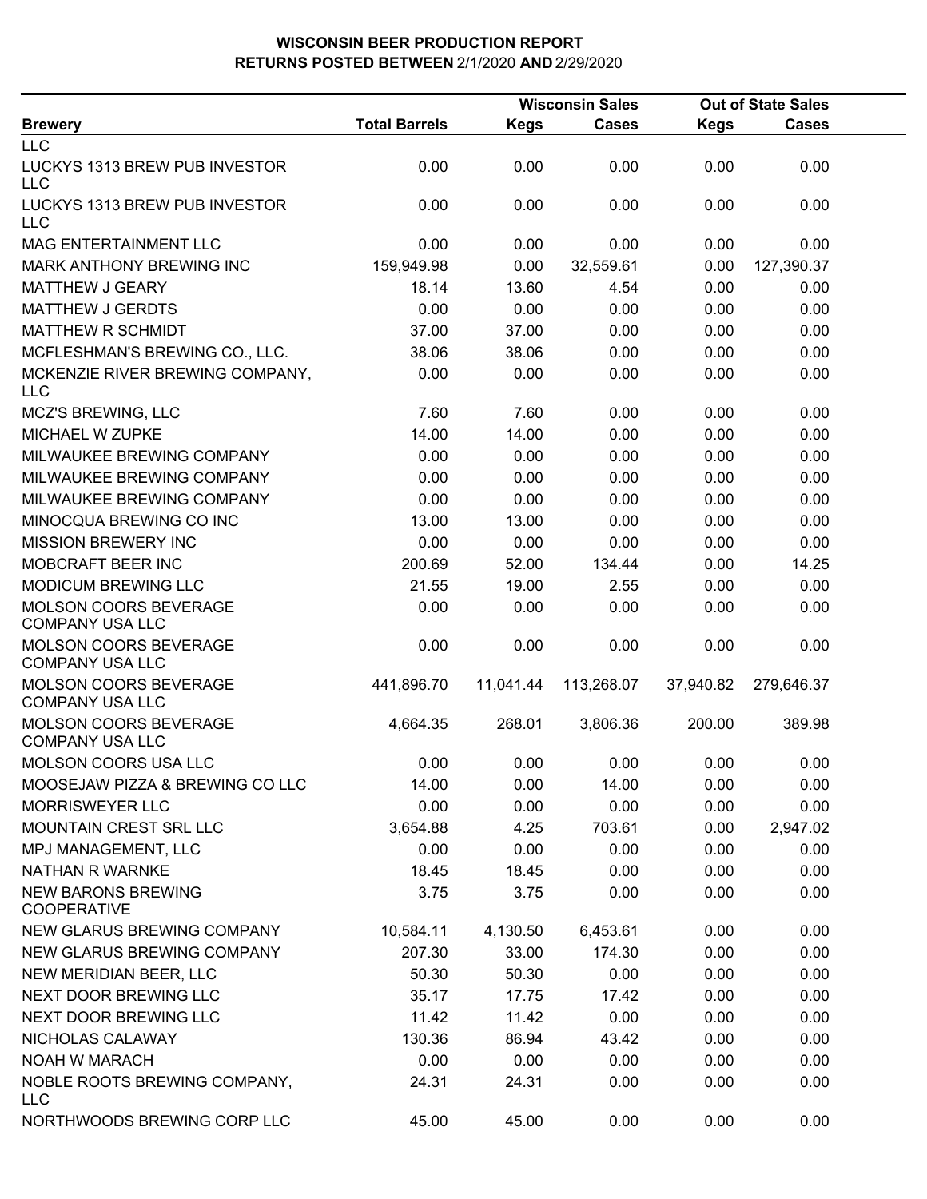# WISCONSIN BEER PRODUCTION REPORT
## RETURNS POSTED BETWEEN 2/1/2020 AND 2/29/2020

| Brewery | Total Barrels | Wisconsin Sales Kegs | Wisconsin Sales Cases | Out of State Sales Kegs | Out of State Sales Cases |
|---|---|---|---|---|---|
| LLC | | | | | |
| LUCKYS 1313 BREW PUB INVESTOR LLC | 0.00 | 0.00 | 0.00 | 0.00 | 0.00 |
| LUCKYS 1313 BREW PUB INVESTOR LLC | 0.00 | 0.00 | 0.00 | 0.00 | 0.00 |
| MAG ENTERTAINMENT LLC | 0.00 | 0.00 | 0.00 | 0.00 | 0.00 |
| MARK ANTHONY BREWING INC | 159,949.98 | 0.00 | 32,559.61 | 0.00 | 127,390.37 |
| MATTHEW J GEARY | 18.14 | 13.60 | 4.54 | 0.00 | 0.00 |
| MATTHEW J GERDTS | 0.00 | 0.00 | 0.00 | 0.00 | 0.00 |
| MATTHEW R SCHMIDT | 37.00 | 37.00 | 0.00 | 0.00 | 0.00 |
| MCFLESHMAN'S BREWING CO., LLC. | 38.06 | 38.06 | 0.00 | 0.00 | 0.00 |
| MCKENZIE RIVER BREWING COMPANY, LLC | 0.00 | 0.00 | 0.00 | 0.00 | 0.00 |
| MCZ'S BREWING, LLC | 7.60 | 7.60 | 0.00 | 0.00 | 0.00 |
| MICHAEL W ZUPKE | 14.00 | 14.00 | 0.00 | 0.00 | 0.00 |
| MILWAUKEE BREWING COMPANY | 0.00 | 0.00 | 0.00 | 0.00 | 0.00 |
| MILWAUKEE BREWING COMPANY | 0.00 | 0.00 | 0.00 | 0.00 | 0.00 |
| MILWAUKEE BREWING COMPANY | 0.00 | 0.00 | 0.00 | 0.00 | 0.00 |
| MINOCQUA BREWING CO INC | 13.00 | 13.00 | 0.00 | 0.00 | 0.00 |
| MISSION BREWERY INC | 0.00 | 0.00 | 0.00 | 0.00 | 0.00 |
| MOBCRAFT BEER INC | 200.69 | 52.00 | 134.44 | 0.00 | 14.25 |
| MODICUM BREWING LLC | 21.55 | 19.00 | 2.55 | 0.00 | 0.00 |
| MOLSON COORS BEVERAGE COMPANY USA LLC | 0.00 | 0.00 | 0.00 | 0.00 | 0.00 |
| MOLSON COORS BEVERAGE COMPANY USA LLC | 0.00 | 0.00 | 0.00 | 0.00 | 0.00 |
| MOLSON COORS BEVERAGE COMPANY USA LLC | 441,896.70 | 11,041.44 | 113,268.07 | 37,940.82 | 279,646.37 |
| MOLSON COORS BEVERAGE COMPANY USA LLC | 4,664.35 | 268.01 | 3,806.36 | 200.00 | 389.98 |
| MOLSON COORS USA LLC | 0.00 | 0.00 | 0.00 | 0.00 | 0.00 |
| MOOSEJAW PIZZA & BREWING CO LLC | 14.00 | 0.00 | 14.00 | 0.00 | 0.00 |
| MORRISWEYER LLC | 0.00 | 0.00 | 0.00 | 0.00 | 0.00 |
| MOUNTAIN CREST SRL LLC | 3,654.88 | 4.25 | 703.61 | 0.00 | 2,947.02 |
| MPJ MANAGEMENT, LLC | 0.00 | 0.00 | 0.00 | 0.00 | 0.00 |
| NATHAN R WARNKE | 18.45 | 18.45 | 0.00 | 0.00 | 0.00 |
| NEW BARONS BREWING COOPERATIVE | 3.75 | 3.75 | 0.00 | 0.00 | 0.00 |
| NEW GLARUS BREWING COMPANY | 10,584.11 | 4,130.50 | 6,453.61 | 0.00 | 0.00 |
| NEW GLARUS BREWING COMPANY | 207.30 | 33.00 | 174.30 | 0.00 | 0.00 |
| NEW MERIDIAN BEER, LLC | 50.30 | 50.30 | 0.00 | 0.00 | 0.00 |
| NEXT DOOR BREWING LLC | 35.17 | 17.75 | 17.42 | 0.00 | 0.00 |
| NEXT DOOR BREWING LLC | 11.42 | 11.42 | 0.00 | 0.00 | 0.00 |
| NICHOLAS CALAWAY | 130.36 | 86.94 | 43.42 | 0.00 | 0.00 |
| NOAH W MARACH | 0.00 | 0.00 | 0.00 | 0.00 | 0.00 |
| NOBLE ROOTS BREWING COMPANY, LLC | 24.31 | 24.31 | 0.00 | 0.00 | 0.00 |
| NORTHWOODS BREWING CORP LLC | 45.00 | 45.00 | 0.00 | 0.00 | 0.00 |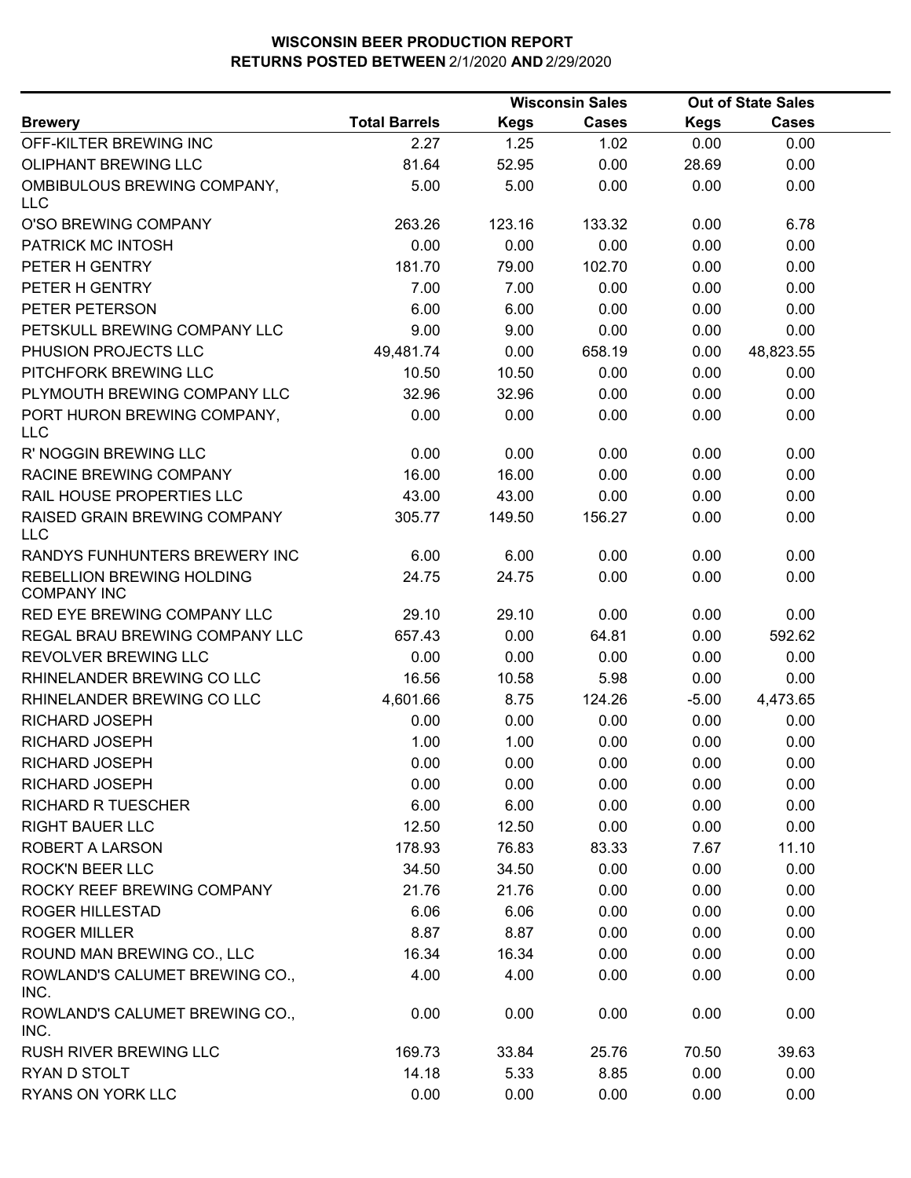# WISCONSIN BEER PRODUCTION REPORT
## RETURNS POSTED BETWEEN 2/1/2020 AND 2/29/2020

| Brewery | Total Barrels | Wisconsin Sales Kegs | Wisconsin Sales Cases | Out of State Sales Kegs | Out of State Sales Cases |
|---|---|---|---|---|---|
| OFF-KILTER BREWING INC | 2.27 | 1.25 | 1.02 | 0.00 | 0.00 |
| OLIPHANT BREWING LLC | 81.64 | 52.95 | 0.00 | 28.69 | 0.00 |
| OMBIBULOUS BREWING COMPANY, LLC | 5.00 | 5.00 | 0.00 | 0.00 | 0.00 |
| O'SO BREWING COMPANY | 263.26 | 123.16 | 133.32 | 0.00 | 6.78 |
| PATRICK MC INTOSH | 0.00 | 0.00 | 0.00 | 0.00 | 0.00 |
| PETER H GENTRY | 181.70 | 79.00 | 102.70 | 0.00 | 0.00 |
| PETER H GENTRY | 7.00 | 7.00 | 0.00 | 0.00 | 0.00 |
| PETER PETERSON | 6.00 | 6.00 | 0.00 | 0.00 | 0.00 |
| PETSKULL BREWING COMPANY LLC | 9.00 | 9.00 | 0.00 | 0.00 | 0.00 |
| PHUSION PROJECTS LLC | 49,481.74 | 0.00 | 658.19 | 0.00 | 48,823.55 |
| PITCHFORK BREWING LLC | 10.50 | 10.50 | 0.00 | 0.00 | 0.00 |
| PLYMOUTH BREWING COMPANY LLC | 32.96 | 32.96 | 0.00 | 0.00 | 0.00 |
| PORT HURON BREWING COMPANY, LLC | 0.00 | 0.00 | 0.00 | 0.00 | 0.00 |
| R' NOGGIN BREWING LLC | 0.00 | 0.00 | 0.00 | 0.00 | 0.00 |
| RACINE BREWING COMPANY | 16.00 | 16.00 | 0.00 | 0.00 | 0.00 |
| RAIL HOUSE PROPERTIES LLC | 43.00 | 43.00 | 0.00 | 0.00 | 0.00 |
| RAISED GRAIN BREWING COMPANY LLC | 305.77 | 149.50 | 156.27 | 0.00 | 0.00 |
| RANDYS FUNHUNTERS BREWERY INC | 6.00 | 6.00 | 0.00 | 0.00 | 0.00 |
| REBELLION BREWING HOLDING COMPANY INC | 24.75 | 24.75 | 0.00 | 0.00 | 0.00 |
| RED EYE BREWING COMPANY LLC | 29.10 | 29.10 | 0.00 | 0.00 | 0.00 |
| REGAL BRAU BREWING COMPANY LLC | 657.43 | 0.00 | 64.81 | 0.00 | 592.62 |
| REVOLVER BREWING LLC | 0.00 | 0.00 | 0.00 | 0.00 | 0.00 |
| RHINELANDER BREWING CO LLC | 16.56 | 10.58 | 5.98 | 0.00 | 0.00 |
| RHINELANDER BREWING CO LLC | 4,601.66 | 8.75 | 124.26 | -5.00 | 4,473.65 |
| RICHARD JOSEPH | 0.00 | 0.00 | 0.00 | 0.00 | 0.00 |
| RICHARD JOSEPH | 1.00 | 1.00 | 0.00 | 0.00 | 0.00 |
| RICHARD JOSEPH | 0.00 | 0.00 | 0.00 | 0.00 | 0.00 |
| RICHARD JOSEPH | 0.00 | 0.00 | 0.00 | 0.00 | 0.00 |
| RICHARD R TUESCHER | 6.00 | 6.00 | 0.00 | 0.00 | 0.00 |
| RIGHT BAUER LLC | 12.50 | 12.50 | 0.00 | 0.00 | 0.00 |
| ROBERT A LARSON | 178.93 | 76.83 | 83.33 | 7.67 | 11.10 |
| ROCK'N BEER LLC | 34.50 | 34.50 | 0.00 | 0.00 | 0.00 |
| ROCKY REEF BREWING COMPANY | 21.76 | 21.76 | 0.00 | 0.00 | 0.00 |
| ROGER HILLESTAD | 6.06 | 6.06 | 0.00 | 0.00 | 0.00 |
| ROGER MILLER | 8.87 | 8.87 | 0.00 | 0.00 | 0.00 |
| ROUND MAN BREWING CO., LLC | 16.34 | 16.34 | 0.00 | 0.00 | 0.00 |
| ROWLAND'S CALUMET BREWING CO., INC. | 4.00 | 4.00 | 0.00 | 0.00 | 0.00 |
| ROWLAND'S CALUMET BREWING CO., INC. | 0.00 | 0.00 | 0.00 | 0.00 | 0.00 |
| RUSH RIVER BREWING LLC | 169.73 | 33.84 | 25.76 | 70.50 | 39.63 |
| RYAN D STOLT | 14.18 | 5.33 | 8.85 | 0.00 | 0.00 |
| RYANS ON YORK LLC | 0.00 | 0.00 | 0.00 | 0.00 | 0.00 |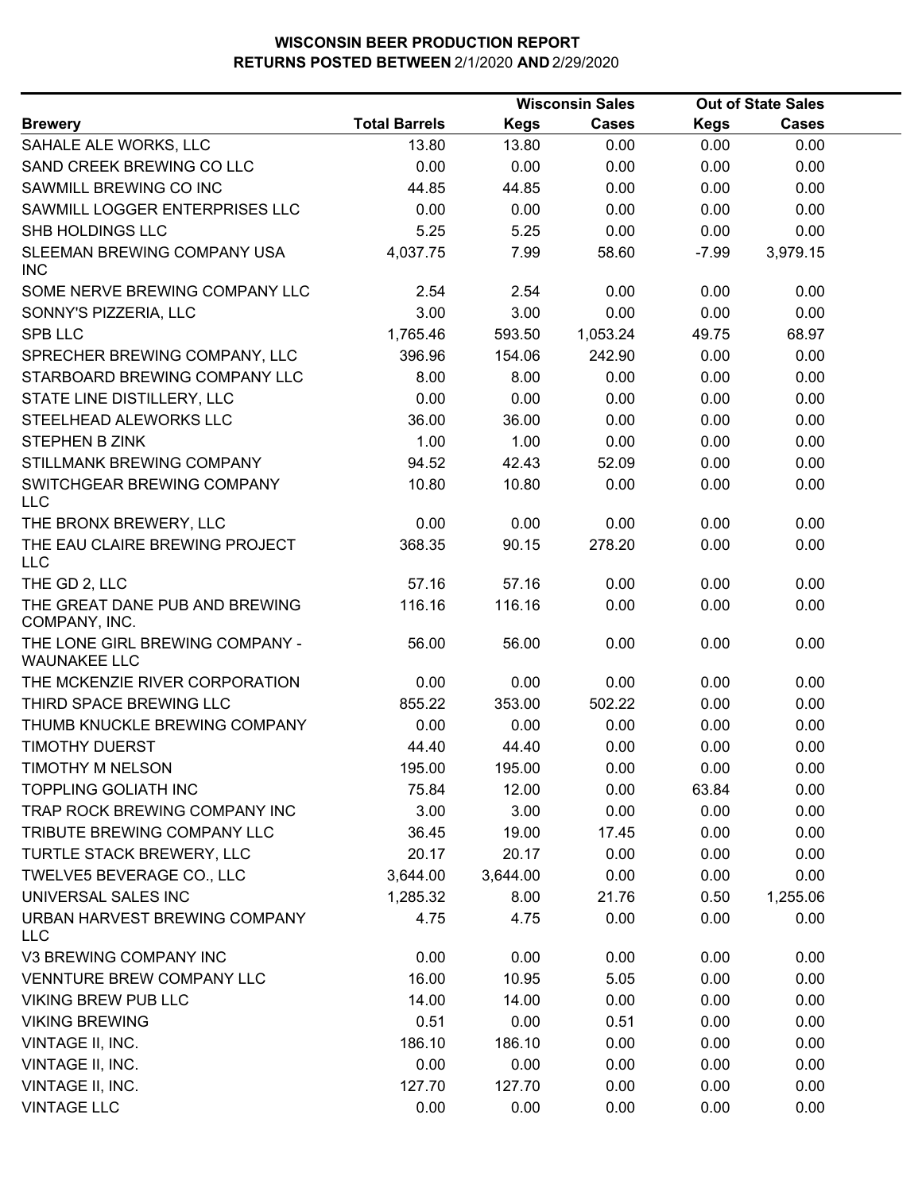# WISCONSIN BEER PRODUCTION REPORT
## RETURNS POSTED BETWEEN 2/1/2020 AND 2/29/2020

| Brewery | Total Barrels | Wisconsin Sales Kegs | Wisconsin Sales Cases | Out of State Sales Kegs | Out of State Sales Cases |
|---|---|---|---|---|---|
| SAHALE ALE WORKS, LLC | 13.80 | 13.80 | 0.00 | 0.00 | 0.00 |
| SAND CREEK BREWING CO LLC | 0.00 | 0.00 | 0.00 | 0.00 | 0.00 |
| SAWMILL BREWING CO INC | 44.85 | 44.85 | 0.00 | 0.00 | 0.00 |
| SAWMILL LOGGER ENTERPRISES LLC | 0.00 | 0.00 | 0.00 | 0.00 | 0.00 |
| SHB HOLDINGS LLC | 5.25 | 5.25 | 0.00 | 0.00 | 0.00 |
| SLEEMAN BREWING COMPANY USA INC | 4,037.75 | 7.99 | 58.60 | -7.99 | 3,979.15 |
| SOME NERVE BREWING COMPANY LLC | 2.54 | 2.54 | 0.00 | 0.00 | 0.00 |
| SONNY'S PIZZERIA, LLC | 3.00 | 3.00 | 0.00 | 0.00 | 0.00 |
| SPB LLC | 1,765.46 | 593.50 | 1,053.24 | 49.75 | 68.97 |
| SPRECHER BREWING COMPANY, LLC | 396.96 | 154.06 | 242.90 | 0.00 | 0.00 |
| STARBOARD BREWING COMPANY LLC | 8.00 | 8.00 | 0.00 | 0.00 | 0.00 |
| STATE LINE DISTILLERY, LLC | 0.00 | 0.00 | 0.00 | 0.00 | 0.00 |
| STEELHEAD ALEWORKS LLC | 36.00 | 36.00 | 0.00 | 0.00 | 0.00 |
| STEPHEN B ZINK | 1.00 | 1.00 | 0.00 | 0.00 | 0.00 |
| STILLMANK BREWING COMPANY | 94.52 | 42.43 | 52.09 | 0.00 | 0.00 |
| SWITCHGEAR BREWING COMPANY LLC | 10.80 | 10.80 | 0.00 | 0.00 | 0.00 |
| THE BRONX BREWERY, LLC | 0.00 | 0.00 | 0.00 | 0.00 | 0.00 |
| THE EAU CLAIRE BREWING PROJECT LLC | 368.35 | 90.15 | 278.20 | 0.00 | 0.00 |
| THE GD 2, LLC | 57.16 | 57.16 | 0.00 | 0.00 | 0.00 |
| THE GREAT DANE PUB AND BREWING COMPANY, INC. | 116.16 | 116.16 | 0.00 | 0.00 | 0.00 |
| THE LONE GIRL BREWING COMPANY - WAUNAKEE LLC | 56.00 | 56.00 | 0.00 | 0.00 | 0.00 |
| THE MCKENZIE RIVER CORPORATION | 0.00 | 0.00 | 0.00 | 0.00 | 0.00 |
| THIRD SPACE BREWING LLC | 855.22 | 353.00 | 502.22 | 0.00 | 0.00 |
| THUMB KNUCKLE BREWING COMPANY | 0.00 | 0.00 | 0.00 | 0.00 | 0.00 |
| TIMOTHY DUERST | 44.40 | 44.40 | 0.00 | 0.00 | 0.00 |
| TIMOTHY M NELSON | 195.00 | 195.00 | 0.00 | 0.00 | 0.00 |
| TOPPLING GOLIATH INC | 75.84 | 12.00 | 0.00 | 63.84 | 0.00 |
| TRAP ROCK BREWING COMPANY INC | 3.00 | 3.00 | 0.00 | 0.00 | 0.00 |
| TRIBUTE BREWING COMPANY LLC | 36.45 | 19.00 | 17.45 | 0.00 | 0.00 |
| TURTLE STACK BREWERY, LLC | 20.17 | 20.17 | 0.00 | 0.00 | 0.00 |
| TWELVE5 BEVERAGE CO., LLC | 3,644.00 | 3,644.00 | 0.00 | 0.00 | 0.00 |
| UNIVERSAL SALES INC | 1,285.32 | 8.00 | 21.76 | 0.50 | 1,255.06 |
| URBAN HARVEST BREWING COMPANY LLC | 4.75 | 4.75 | 0.00 | 0.00 | 0.00 |
| V3 BREWING COMPANY INC | 0.00 | 0.00 | 0.00 | 0.00 | 0.00 |
| VENNTURE BREW COMPANY LLC | 16.00 | 10.95 | 5.05 | 0.00 | 0.00 |
| VIKING BREW PUB LLC | 14.00 | 14.00 | 0.00 | 0.00 | 0.00 |
| VIKING BREWING | 0.51 | 0.00 | 0.51 | 0.00 | 0.00 |
| VINTAGE II, INC. | 186.10 | 186.10 | 0.00 | 0.00 | 0.00 |
| VINTAGE II, INC. | 0.00 | 0.00 | 0.00 | 0.00 | 0.00 |
| VINTAGE II, INC. | 127.70 | 127.70 | 0.00 | 0.00 | 0.00 |
| VINTAGE LLC | 0.00 | 0.00 | 0.00 | 0.00 | 0.00 |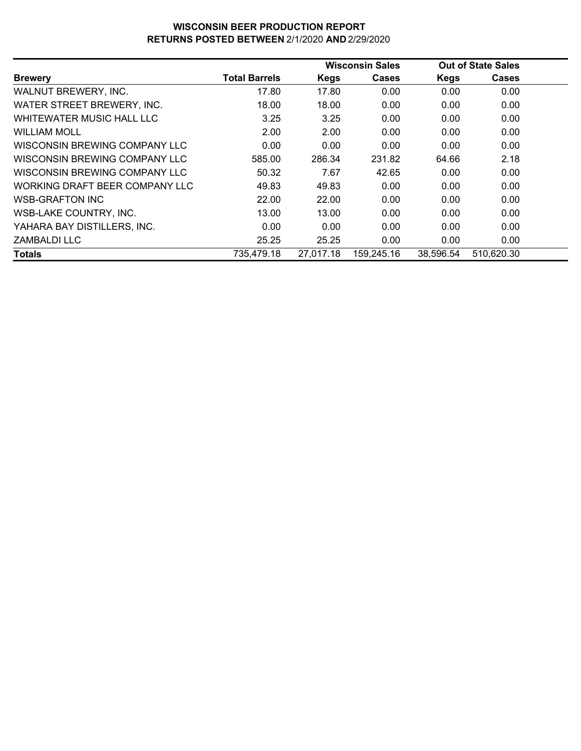**WISCONSIN BEER PRODUCTION REPORT**
**RETURNS POSTED BETWEEN** 2/1/2020 **AND** 2/29/2020

| | | Wisconsin Sales | | Out of State Sales | |
|---|---|---|---|---|---|
| **Brewery** | **Total Barrels** | **Kegs** | **Cases** | **Kegs** | **Cases** |
| WALNUT BREWERY, INC. | 17.80 | 17.80 | 0.00 | 0.00 | 0.00 |
| WATER STREET BREWERY, INC. | 18.00 | 18.00 | 0.00 | 0.00 | 0.00 |
| WHITEWATER MUSIC HALL LLC | 3.25 | 3.25 | 0.00 | 0.00 | 0.00 |
| WILLIAM MOLL | 2.00 | 2.00 | 0.00 | 0.00 | 0.00 |
| WISCONSIN BREWING COMPANY LLC | 0.00 | 0.00 | 0.00 | 0.00 | 0.00 |
| WISCONSIN BREWING COMPANY LLC | 585.00 | 286.34 | 231.82 | 64.66 | 2.18 |
| WISCONSIN BREWING COMPANY LLC | 50.32 | 7.67 | 42.65 | 0.00 | 0.00 |
| WORKING DRAFT BEER COMPANY LLC | 49.83 | 49.83 | 0.00 | 0.00 | 0.00 |
| WSB-GRAFTON INC | 22.00 | 22.00 | 0.00 | 0.00 | 0.00 |
| WSB-LAKE COUNTRY, INC. | 13.00 | 13.00 | 0.00 | 0.00 | 0.00 |
| YAHARA BAY DISTILLERS, INC. | 0.00 | 0.00 | 0.00 | 0.00 | 0.00 |
| ZAMBALDI LLC | 25.25 | 25.25 | 0.00 | 0.00 | 0.00 |
| **Totals** | 735,479.18 | 27,017.18 | 159,245.16 | 38,596.54 | 510,620.30 |